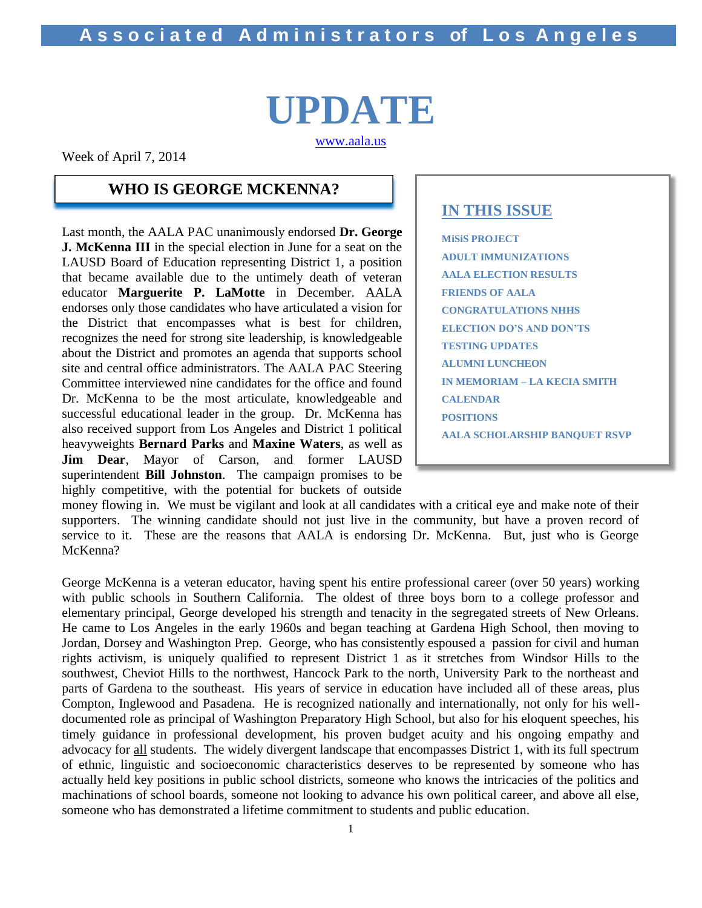Associated Administrators of Los Angeles

# UPDATE

www.aala.us

Week of April 7, 2014

## WHO IS GEORGE MCKENNA?

Last month, the AALA PAC unanimously endorsed **Dr. George J. McKenna III** in the special election in June for a seat on the LAUSD Board of Education representing District 1, a position that became available due to the untimely death of veteran educator **Marguerite P. LaMotte** in December. AALA endorses only those candidates who have articulated a vision for the District that encompasses what is best for children, recognizes the need for strong site leadership, is knowledgeable about the District and promotes an agenda that supports school site and central office administrators. The AALA PAC Steering Committee interviewed nine candidates for the office and found Dr. McKenna to be the most articulate, knowledgeable and successful educational leader in the group. Dr. McKenna has also received support from Los Angeles and District 1 political heavyweights **Bernard Parks** and **Maxine Waters**, as well as **Jim Dear**, Mayor of Carson, and former LAUSD superintendent **Bill Johnston**. The campaign promises to be highly competitive, with the potential for buckets of outside money flowing in. We must be vigilant and look at all candidates with a critical eye and make note of their supporters. The winning candidate should not just live in the community, but have a proven record of service to it. These are the reasons that AALA is endorsing Dr. McKenna. But, just who is George McKenna?

George McKenna is a veteran educator, having spent his entire professional career (over 50 years) working with public schools in Southern California. The oldest of three boys born to a college professor and elementary principal, George developed his strength and tenacity in the segregated streets of New Orleans. He came to Los Angeles in the early 1960s and began teaching at Gardena High School, then moving to Jordan, Dorsey and Washington Prep. George, who has consistently espoused a passion for civil and human rights activism, is uniquely qualified to represent District 1 as it stretches from Windsor Hills to the southwest, Cheviot Hills to the northwest, Hancock Park to the north, University Park to the northeast and parts of Gardena to the southeast. His years of service in education have included all of these areas, plus Compton, Inglewood and Pasadena. He is recognized nationally and internationally, not only for his well-documented role as principal of Washington Preparatory High School, but also for his eloquent speeches, his timely guidance in professional development, his proven budget acuity and his ongoing empathy and advocacy for all students. The widely divergent landscape that encompasses District 1, with its full spectrum of ethnic, linguistic and socioeconomic characteristics deserves to be represented by someone who has actually held key positions in public school districts, someone who knows the intricacies of the politics and machinations of school boards, someone not looking to advance his own political career, and above all else, someone who has demonstrated a lifetime commitment to students and public education.

## IN THIS ISSUE

- MiSiS PROJECT
- ADULT IMMUNIZATIONS
- AALA ELECTION RESULTS
- FRIENDS OF AALA
- CONGRATULATIONS NHHS
- ELECTION DO'S AND DON'TS
- TESTING UPDATES
- ALUMNI LUNCHEON
- IN MEMORIAM – LA KECIA SMITH
- CALENDAR
- POSITIONS
- AALA SCHOLARSHIP BANQUET RSVP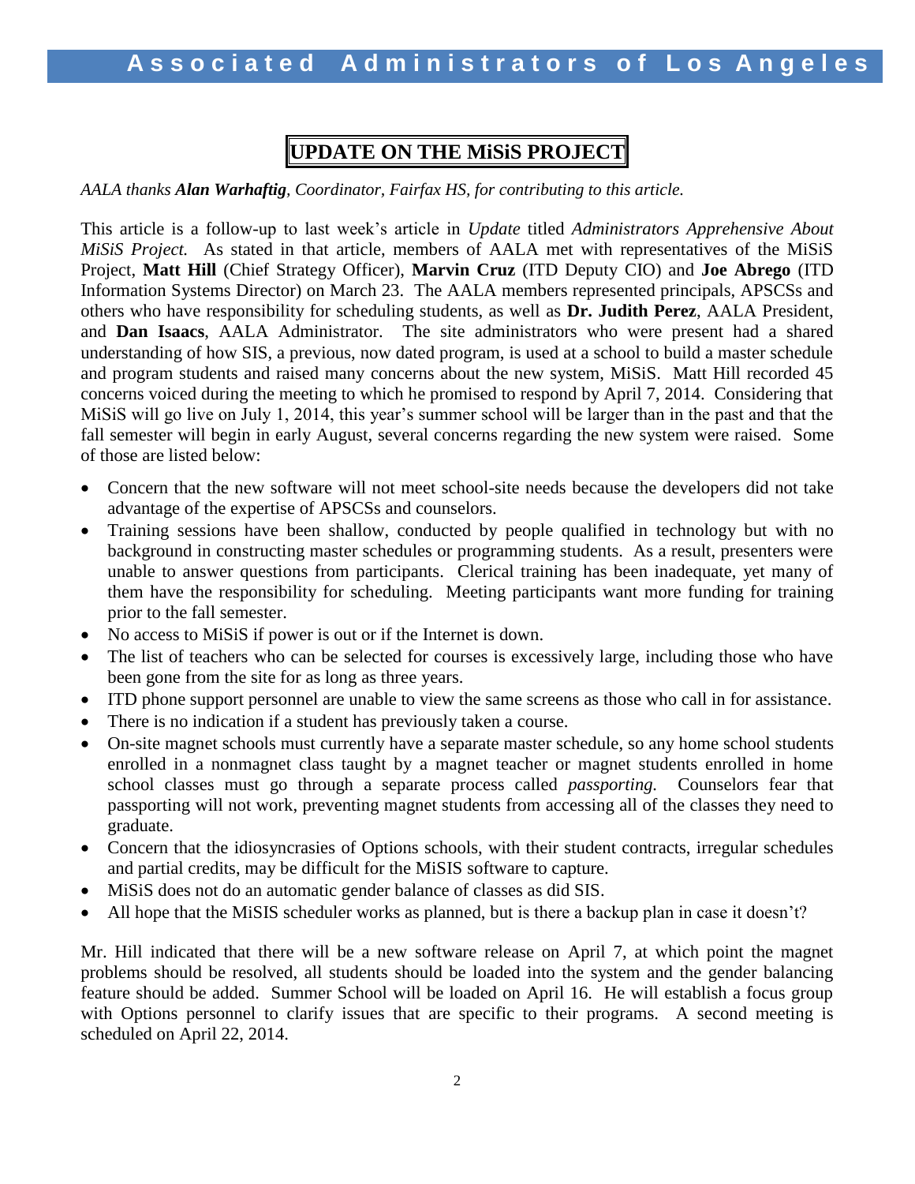## UPDATE ON THE MiSiS PROJECT

*AALA thanks **Alan Warhaftig**, Coordinator, Fairfax HS, for contributing to this article.*

This article is a follow-up to last week's article in *Update* titled *Administrators Apprehensive About MiSiS Project.* As stated in that article, members of AALA met with representatives of the MiSiS Project, **Matt Hill** (Chief Strategy Officer), **Marvin Cruz** (ITD Deputy CIO) and **Joe Abrego** (ITD Information Systems Director) on March 23. The AALA members represented principals, APSCSs and others who have responsibility for scheduling students, as well as **Dr. Judith Perez**, AALA President, and **Dan Isaacs**, AALA Administrator. The site administrators who were present had a shared understanding of how SIS, a previous, now dated program, is used at a school to build a master schedule and program students and raised many concerns about the new system, MiSiS. Matt Hill recorded 45 concerns voiced during the meeting to which he promised to respond by April 7, 2014. Considering that MiSiS will go live on July 1, 2014, this year's summer school will be larger than in the past and that the fall semester will begin in early August, several concerns regarding the new system were raised. Some of those are listed below:

- Concern that the new software will not meet school-site needs because the developers did not take advantage of the expertise of APSCSs and counselors.
- Training sessions have been shallow, conducted by people qualified in technology but with no background in constructing master schedules or programming students. As a result, presenters were unable to answer questions from participants. Clerical training has been inadequate, yet many of them have the responsibility for scheduling. Meeting participants want more funding for training prior to the fall semester.
- No access to MiSiS if power is out or if the Internet is down.
- The list of teachers who can be selected for courses is excessively large, including those who have been gone from the site for as long as three years.
- ITD phone support personnel are unable to view the same screens as those who call in for assistance.
- There is no indication if a student has previously taken a course.
- On-site magnet schools must currently have a separate master schedule, so any home school students enrolled in a nonmagnet class taught by a magnet teacher or magnet students enrolled in home school classes must go through a separate process called *passporting.* Counselors fear that passporting will not work, preventing magnet students from accessing all of the classes they need to graduate.
- Concern that the idiosyncrasies of Options schools, with their student contracts, irregular schedules and partial credits, may be difficult for the MiSIS software to capture.
- MiSiS does not do an automatic gender balance of classes as did SIS.
- All hope that the MiSIS scheduler works as planned, but is there a backup plan in case it doesn't?

Mr. Hill indicated that there will be a new software release on April 7, at which point the magnet problems should be resolved, all students should be loaded into the system and the gender balancing feature should be added. Summer School will be loaded on April 16. He will establish a focus group with Options personnel to clarify issues that are specific to their programs. A second meeting is scheduled on April 22, 2014.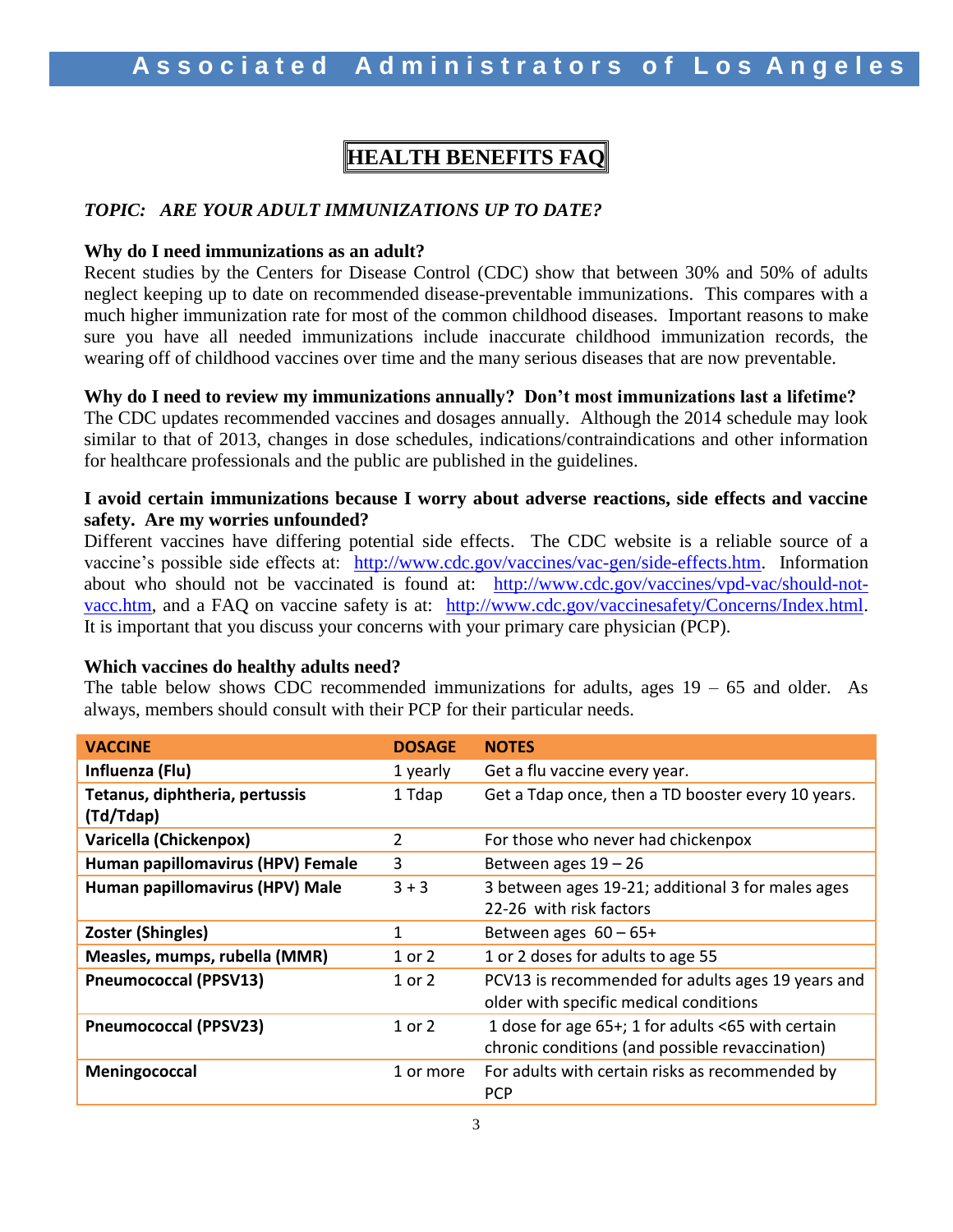# HEALTH BENEFITS FAQ

***TOPIC: ARE YOUR ADULT IMMUNIZATIONS UP TO DATE?***

**Why do I need immunizations as an adult?**

Recent studies by the Centers for Disease Control (CDC) show that between 30% and 50% of adults neglect keeping up to date on recommended disease-preventable immunizations. This compares with a much higher immunization rate for most of the common childhood diseases. Important reasons to make sure you have all needed immunizations include inaccurate childhood immunization records, the wearing off of childhood vaccines over time and the many serious diseases that are now preventable.

**Why do I need to review my immunizations annually? Don't most immunizations last a lifetime?**

The CDC updates recommended vaccines and dosages annually. Although the 2014 schedule may look similar to that of 2013, changes in dose schedules, indications/contraindications and other information for healthcare professionals and the public are published in the guidelines.

**I avoid certain immunizations because I worry about adverse reactions, side effects and vaccine safety. Are my worries unfounded?**

Different vaccines have differing potential side effects. The CDC website is a reliable source of a vaccine's possible side effects at: http://www.cdc.gov/vaccines/vac-gen/side-effects.htm. Information about who should not be vaccinated is found at: http://www.cdc.gov/vaccines/vpd-vac/should-not-vacc.htm, and a FAQ on vaccine safety is at: http://www.cdc.gov/vaccinesafety/Concerns/Index.html. It is important that you discuss your concerns with your primary care physician (PCP).

**Which vaccines do healthy adults need?**

The table below shows CDC recommended immunizations for adults, ages 19 – 65 and older. As always, members should consult with their PCP for their particular needs.

| VACCINE | DOSAGE | NOTES |
|---|---|---|
| **Influenza (Flu)** | 1 yearly | Get a flu vaccine every year. |
| **Tetanus, diphtheria, pertussis (Td/Tdap)** | 1 Tdap | Get a Tdap once, then a TD booster every 10 years. |
| **Varicella (Chickenpox)** | 2 | For those who never had chickenpox |
| **Human papillomavirus (HPV) Female** | 3 | Between ages 19 – 26 |
| **Human papillomavirus (HPV) Male** | 3 + 3 | 3 between ages 19-21; additional 3 for males ages 22-26 with risk factors |
| **Zoster (Shingles)** | 1 | Between ages 60 – 65+ |
| **Measles, mumps, rubella (MMR)** | 1 or 2 | 1 or 2 doses for adults to age 55 |
| **Pneumococcal (PPSV13)** | 1 or 2 | PCV13 is recommended for adults ages 19 years and older with specific medical conditions |
| **Pneumococcal (PPSV23)** | 1 or 2 | 1 dose for age 65+; 1 for adults <65 with certain chronic conditions (and possible revaccination) |
| **Meningococcal** | 1 or more | For adults with certain risks as recommended by PCP |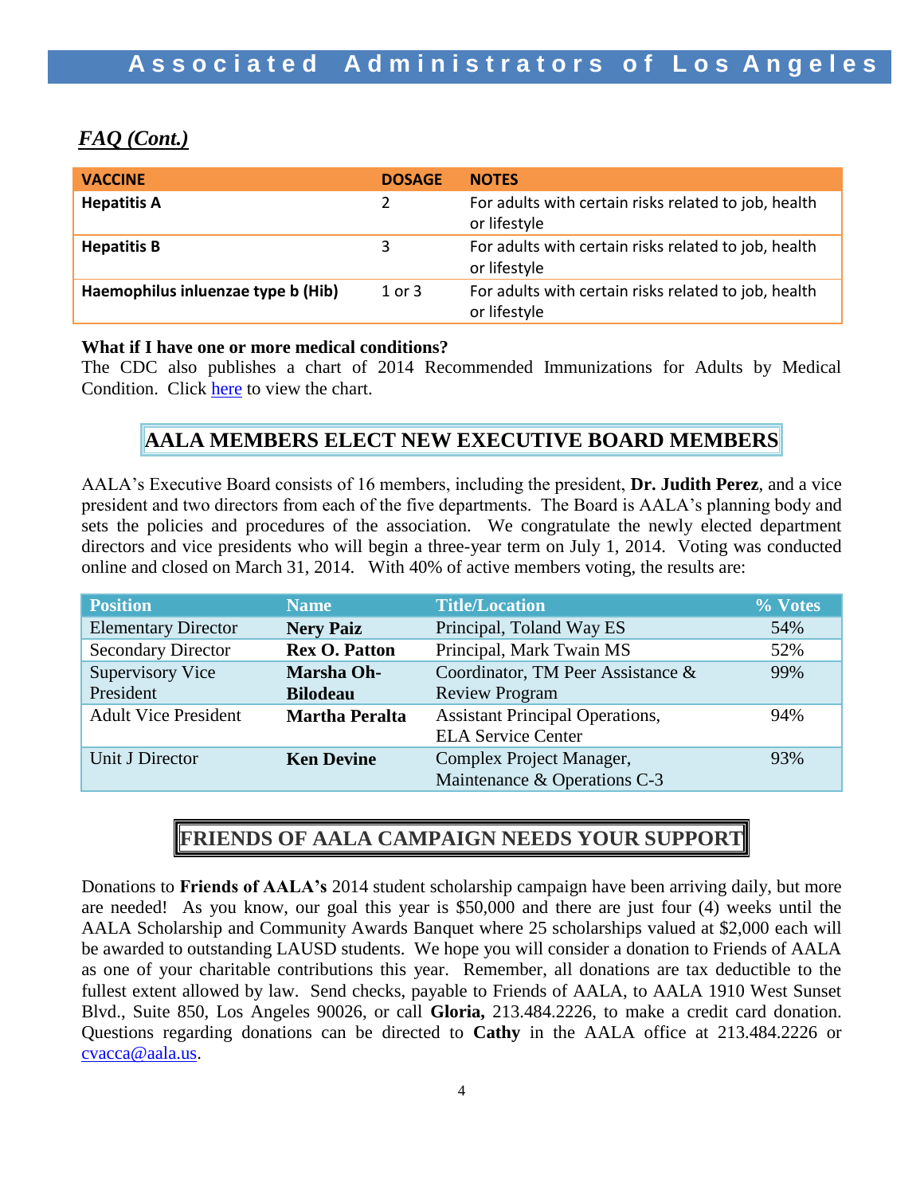## *FAQ (Cont.)*

| VACCINE | DOSAGE | NOTES |
|---|---|---|
| **Hepatitis A** | 2 | For adults with certain risks related to job, health or lifestyle |
| **Hepatitis B** | 3 | For adults with certain risks related to job, health or lifestyle |
| **Haemophilus inluenzae type b (Hib)** | 1 or 3 | For adults with certain risks related to job, health or lifestyle |

**What if I have one or more medical conditions?**
The CDC also publishes a chart of 2014 Recommended Immunizations for Adults by Medical Condition. Click here to view the chart.

## AALA MEMBERS ELECT NEW EXECUTIVE BOARD MEMBERS

AALA's Executive Board consists of 16 members, including the president, **Dr. Judith Perez**, and a vice president and two directors from each of the five departments. The Board is AALA's planning body and sets the policies and procedures of the association. We congratulate the newly elected department directors and vice presidents who will begin a three-year term on July 1, 2014. Voting was conducted online and closed on March 31, 2014. With 40% of active members voting, the results are:

| Position | Name | Title/Location | % Votes |
|---|---|---|---|
| Elementary Director | **Nery Paiz** | Principal, Toland Way ES | 54% |
| Secondary Director | **Rex O. Patton** | Principal, Mark Twain MS | 52% |
| Supervisory Vice President | **Marsha Oh-Bilodeau** | Coordinator, TM Peer Assistance & Review Program | 99% |
| Adult Vice President | **Martha Peralta** | Assistant Principal Operations, ELA Service Center | 94% |
| Unit J Director | **Ken Devine** | Complex Project Manager, Maintenance & Operations C-3 | 93% |

## FRIENDS OF AALA CAMPAIGN NEEDS YOUR SUPPORT

Donations to **Friends of AALA's** 2014 student scholarship campaign have been arriving daily, but more are needed! As you know, our goal this year is $50,000 and there are just four (4) weeks until the AALA Scholarship and Community Awards Banquet where 25 scholarships valued at $2,000 each will be awarded to outstanding LAUSD students. We hope you will consider a donation to Friends of AALA as one of your charitable contributions this year. Remember, all donations are tax deductible to the fullest extent allowed by law. Send checks, payable to Friends of AALA, to AALA 1910 West Sunset Blvd., Suite 850, Los Angeles 90026, or call **Gloria,** 213.484.2226, to make a credit card donation. Questions regarding donations can be directed to **Cathy** in the AALA office at 213.484.2226 or cvacca@aala.us.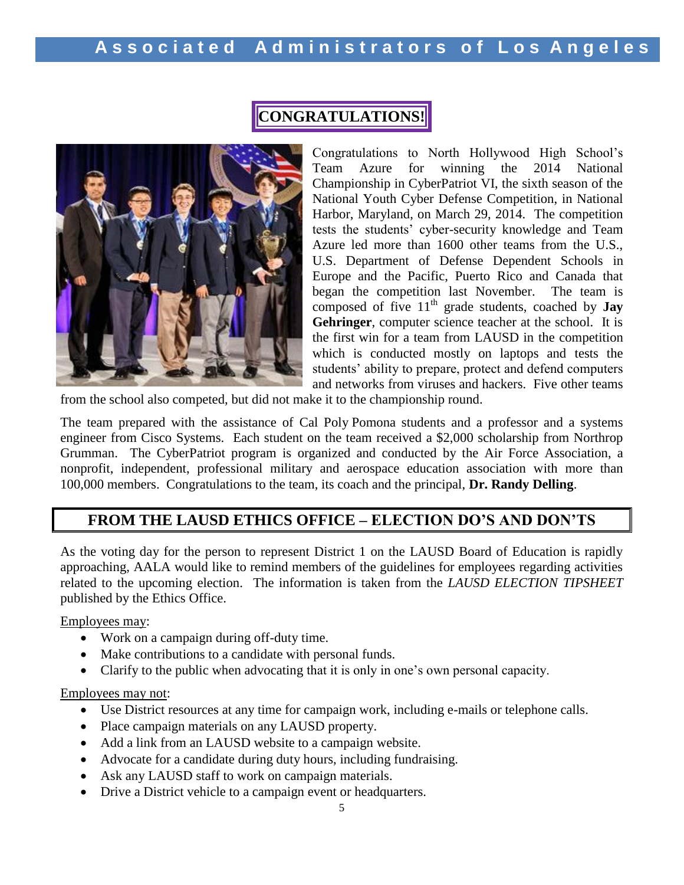## CONGRATULATIONS!

Congratulations to North Hollywood High School's Team Azure for winning the 2014 National Championship in CyberPatriot VI, the sixth season of the National Youth Cyber Defense Competition, in National Harbor, Maryland, on March 29, 2014. The competition tests the students' cyber-security knowledge and Team Azure led more than 1600 other teams from the U.S., U.S. Department of Defense Dependent Schools in Europe and the Pacific, Puerto Rico and Canada that began the competition last November. The team is composed of five 11th grade students, coached by **Jay Gehringer**, computer science teacher at the school. It is the first win for a team from LAUSD in the competition which is conducted mostly on laptops and tests the students' ability to prepare, protect and defend computers and networks from viruses and hackers. Five other teams from the school also competed, but did not make it to the championship round.

The team prepared with the assistance of Cal Poly Pomona students and a professor and a systems engineer from Cisco Systems. Each student on the team received a $2,000 scholarship from Northrop Grumman. The CyberPatriot program is organized and conducted by the Air Force Association, a nonprofit, independent, professional military and aerospace education association with more than 100,000 members. Congratulations to the team, its coach and the principal, **Dr. Randy Delling**.

## FROM THE LAUSD ETHICS OFFICE – ELECTION DO'S AND DON'TS

As the voting day for the person to represent District 1 on the LAUSD Board of Education is rapidly approaching, AALA would like to remind members of the guidelines for employees regarding activities related to the upcoming election. The information is taken from the *LAUSD ELECTION TIPSHEET* published by the Ethics Office.

Employees may:

- Work on a campaign during off-duty time.
- Make contributions to a candidate with personal funds.
- Clarify to the public when advocating that it is only in one's own personal capacity.

Employees may not:

- Use District resources at any time for campaign work, including e-mails or telephone calls.
- Place campaign materials on any LAUSD property.
- Add a link from an LAUSD website to a campaign website.
- Advocate for a candidate during duty hours, including fundraising.
- Ask any LAUSD staff to work on campaign materials.
- Drive a District vehicle to a campaign event or headquarters.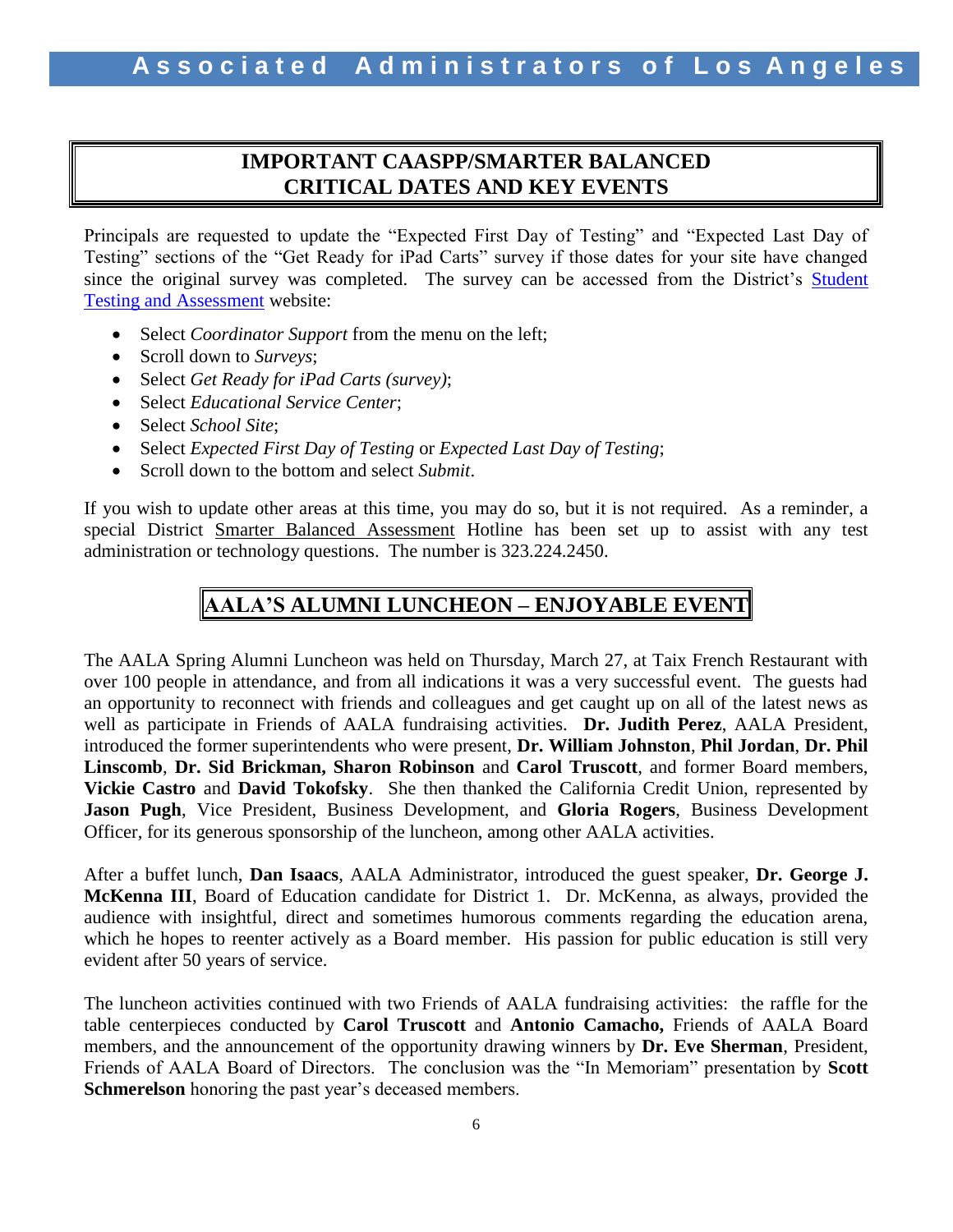## IMPORTANT CAASPP/SMARTER BALANCED CRITICAL DATES AND KEY EVENTS

Principals are requested to update the "Expected First Day of Testing" and "Expected Last Day of Testing" sections of the "Get Ready for iPad Carts" survey if those dates for your site have changed since the original survey was completed. The survey can be accessed from the District's Student Testing and Assessment website:

- Select *Coordinator Support* from the menu on the left;
- Scroll down to *Surveys*;
- Select *Get Ready for iPad Carts (survey)*;
- Select *Educational Service Center*;
- Select *School Site*;
- Select *Expected First Day of Testing* or *Expected Last Day of Testing*;
- Scroll down to the bottom and select *Submit*.

If you wish to update other areas at this time, you may do so, but it is not required. As a reminder, a special District Smarter Balanced Assessment Hotline has been set up to assist with any test administration or technology questions. The number is 323.224.2450.

## AALA'S ALUMNI LUNCHEON – ENJOYABLE EVENT

The AALA Spring Alumni Luncheon was held on Thursday, March 27, at Taix French Restaurant with over 100 people in attendance, and from all indications it was a very successful event. The guests had an opportunity to reconnect with friends and colleagues and get caught up on all of the latest news as well as participate in Friends of AALA fundraising activities. **Dr. Judith Perez**, AALA President, introduced the former superintendents who were present, **Dr. William Johnston**, **Phil Jordan**, **Dr. Phil Linscomb**, **Dr. Sid Brickman, Sharon Robinson** and **Carol Truscott**, and former Board members, **Vickie Castro** and **David Tokofsky**. She then thanked the California Credit Union, represented by **Jason Pugh**, Vice President, Business Development, and **Gloria Rogers**, Business Development Officer, for its generous sponsorship of the luncheon, among other AALA activities.

After a buffet lunch, **Dan Isaacs**, AALA Administrator, introduced the guest speaker, **Dr. George J. McKenna III**, Board of Education candidate for District 1. Dr. McKenna, as always, provided the audience with insightful, direct and sometimes humorous comments regarding the education arena, which he hopes to reenter actively as a Board member. His passion for public education is still very evident after 50 years of service.

The luncheon activities continued with two Friends of AALA fundraising activities: the raffle for the table centerpieces conducted by **Carol Truscott** and **Antonio Camacho,** Friends of AALA Board members, and the announcement of the opportunity drawing winners by **Dr. Eve Sherman**, President, Friends of AALA Board of Directors. The conclusion was the "In Memoriam" presentation by **Scott Schmerelson** honoring the past year's deceased members.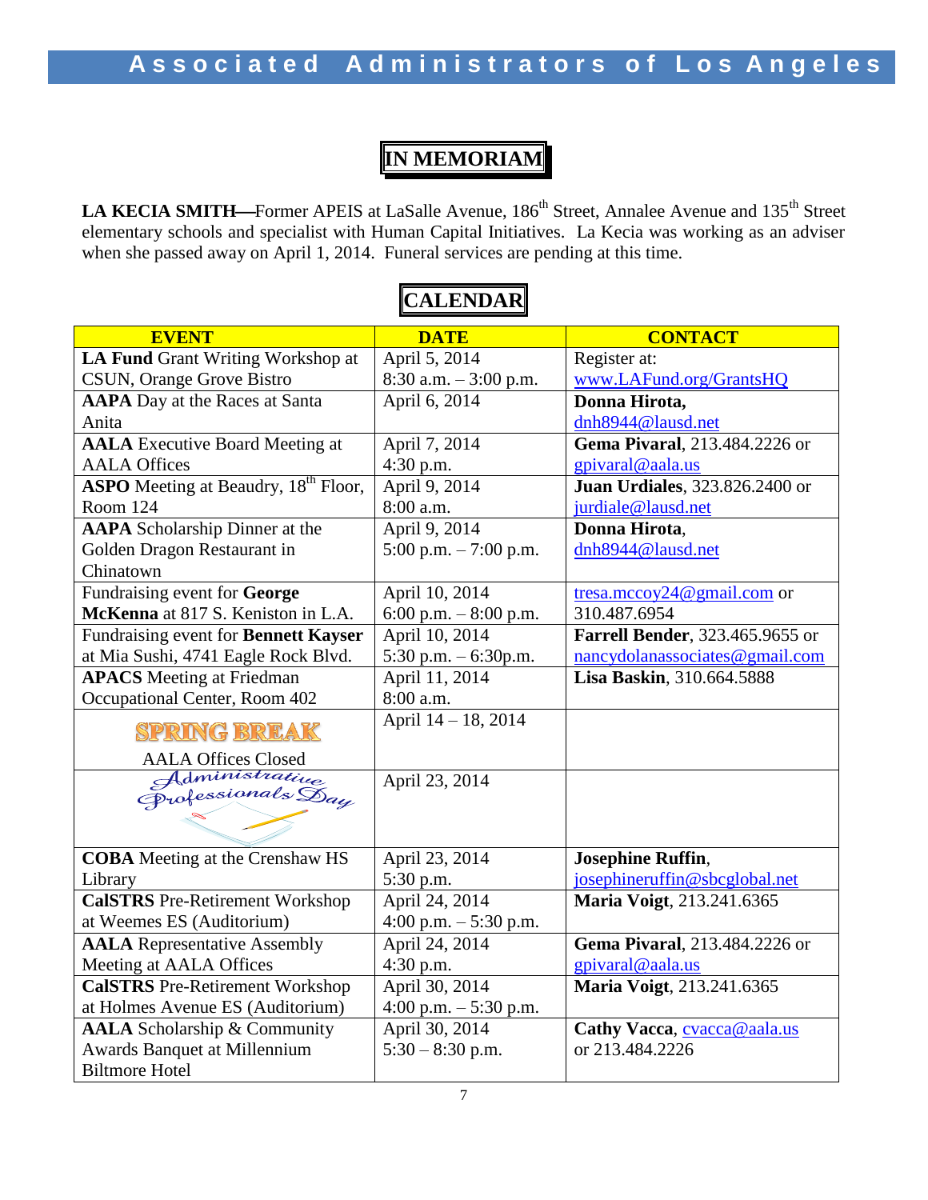# IN MEMORIAM

**LA KECIA SMITH—**Former APEIS at LaSalle Avenue, 186th Street, Annalee Avenue and 135th Street elementary schools and specialist with Human Capital Initiatives. La Kecia was working as an adviser when she passed away on April 1, 2014. Funeral services are pending at this time.

# CALENDAR

| EVENT | DATE | CONTACT |
| --- | --- | --- |
| **LA Fund** Grant Writing Workshop at CSUN, Orange Grove Bistro | April 5, 2014<br>8:30 a.m. – 3:00 p.m. | Register at:<br>www.LAFund.org/GrantsHQ |
| **AAPA** Day at the Races at Santa Anita | April 6, 2014 | **Donna Hirota,**<br>dnh8944@lausd.net |
| **AALA** Executive Board Meeting at AALA Offices | April 7, 2014<br>4:30 p.m. | **Gema Pivaral**, 213.484.2226 or gpivaral@aala.us |
| **ASPO** Meeting at Beaudry, 18th Floor, Room 124 | April 9, 2014<br>8:00 a.m. | **Juan Urdiales**, 323.826.2400 or jurdiale@lausd.net |
| **AAPA** Scholarship Dinner at the Golden Dragon Restaurant in Chinatown | April 9, 2014<br>5:00 p.m. – 7:00 p.m. | **Donna Hirota**,<br>dnh8944@lausd.net |
| Fundraising event for **George McKenna** at 817 S. Keniston in L.A. | April 10, 2014<br>6:00 p.m. – 8:00 p.m. | tresa.mccoy24@gmail.com or 310.487.6954 |
| Fundraising event for **Bennett Kayser** at Mia Sushi, 4741 Eagle Rock Blvd. | April 10, 2014<br>5:30 p.m. – 6:30p.m. | **Farrell Bender**, 323.465.9655 or nancydolanassociates@gmail.com |
| **APACS** Meeting at Friedman Occupational Center, Room 402 | April 11, 2014<br>8:00 a.m. | **Lisa Baskin**, 310.664.5888 |
| SPRING BREAK<br>AALA Offices Closed | April 14 – 18, 2014 | |
| Administrative Professionals Day | April 23, 2014 | |
| **COBA** Meeting at the Crenshaw HS Library | April 23, 2014<br>5:30 p.m. | **Josephine Ruffin**,<br>josephineruffin@sbcglobal.net |
| **CalSTRS** Pre-Retirement Workshop at Weemes ES (Auditorium) | April 24, 2014<br>4:00 p.m. – 5:30 p.m. | **Maria Voigt**, 213.241.6365 |
| **AALA** Representative Assembly Meeting at AALA Offices | April 24, 2014<br>4:30 p.m. | **Gema Pivaral**, 213.484.2226 or gpivaral@aala.us |
| **CalSTRS** Pre-Retirement Workshop at Holmes Avenue ES (Auditorium) | April 30, 2014<br>4:00 p.m. – 5:30 p.m. | **Maria Voigt**, 213.241.6365 |
| **AALA** Scholarship & Community Awards Banquet at Millennium Biltmore Hotel | April 30, 2014<br>5:30 – 8:30 p.m. | **Cathy Vacca**, cvacca@aala.us or 213.484.2226 |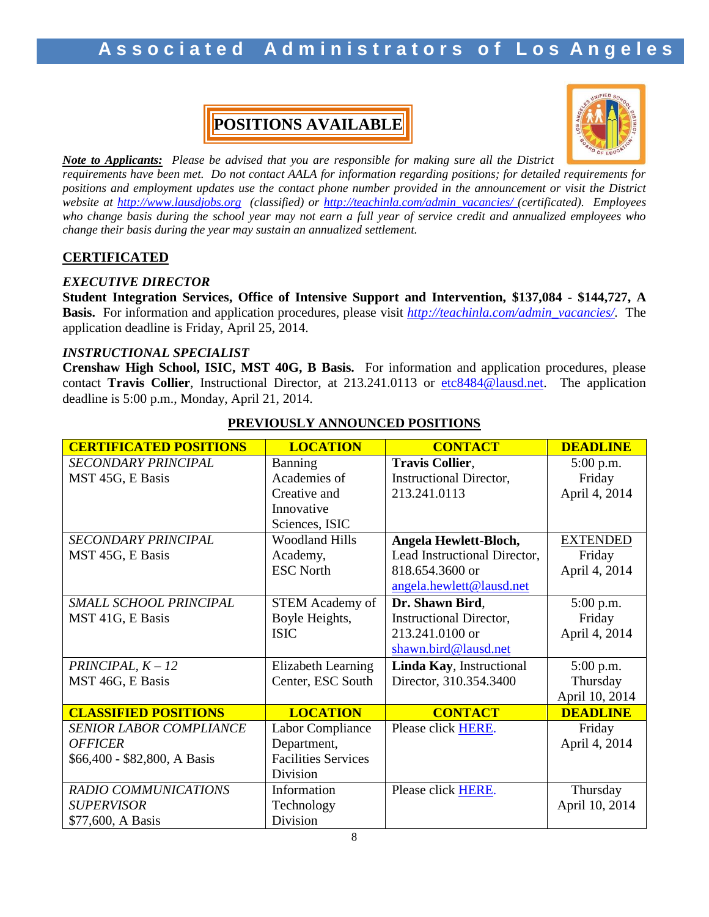# POSITIONS AVAILABLE

***Note to Applicants:*** *Please be advised that you are responsible for making sure all the District requirements have been met. Do not contact AALA for information regarding positions; for detailed requirements for positions and employment updates use the contact phone number provided in the announcement or visit the District website at [http://www.lausdjobs.org](http://www.lausdjobs.org) (classified) or [http://teachinla.com/admin_vacancies/](http://teachinla.com/admin_vacancies/) (certificated). Employees who change basis during the school year may not earn a full year of service credit and annualized employees who change their basis during the year may sustain an annualized settlement.*

## CERTIFICATED

### *EXECUTIVE DIRECTOR*

**Student Integration Services, Office of Intensive Support and Intervention, $137,084 - $144,727, A Basis.** For information and application procedures, please visit *[http://teachinla.com/admin_vacancies/](http://teachinla.com/admin_vacancies/)*. The application deadline is Friday, April 25, 2014.

### *INSTRUCTIONAL SPECIALIST*

**Crenshaw High School, ISIC, MST 40G, B Basis.** For information and application procedures, please contact **Travis Collier**, Instructional Director, at 213.241.0113 or etc8484@lausd.net. The application deadline is 5:00 p.m., Monday, April 21, 2014.

## PREVIOUSLY ANNOUNCED POSITIONS

| CERTIFICATED POSITIONS | LOCATION | CONTACT | DEADLINE |
|---|---|---|---|
| *SECONDARY PRINCIPAL* MST 45G, E Basis | Banning Academies of Creative and Innovative Sciences, ISIC | **Travis Collier**, Instructional Director, 213.241.0113 | 5:00 p.m. Friday April 4, 2014 |
| *SECONDARY PRINCIPAL* MST 45G, E Basis | Woodland Hills Academy, ESC North | **Angela Hewlett-Bloch,** Lead Instructional Director, 818.654.3600 or angela.hewlett@lausd.net | EXTENDED Friday April 4, 2014 |
| *SMALL SCHOOL PRINCIPAL* MST 41G, E Basis | STEM Academy of Boyle Heights, ISIC | **Dr. Shawn Bird**, Instructional Director, 213.241.0100 or shawn.bird@lausd.net | 5:00 p.m. Friday April 4, 2014 |
| *PRINCIPAL, K – 12* MST 46G, E Basis | Elizabeth Learning Center, ESC South | **Linda Kay**, Instructional Director, 310.354.3400 | 5:00 p.m. Thursday April 10, 2014 |
| **CLASSIFIED POSITIONS** | **LOCATION** | **CONTACT** | **DEADLINE** |
| *SENIOR LABOR COMPLIANCE OFFICER* $66,400 - $82,800, A Basis | Labor Compliance Department, Facilities Services Division | Please click HERE. | Friday April 4, 2014 |
| *RADIO COMMUNICATIONS SUPERVISOR* $77,600, A Basis | Information Technology Division | Please click HERE. | Thursday April 10, 2014 |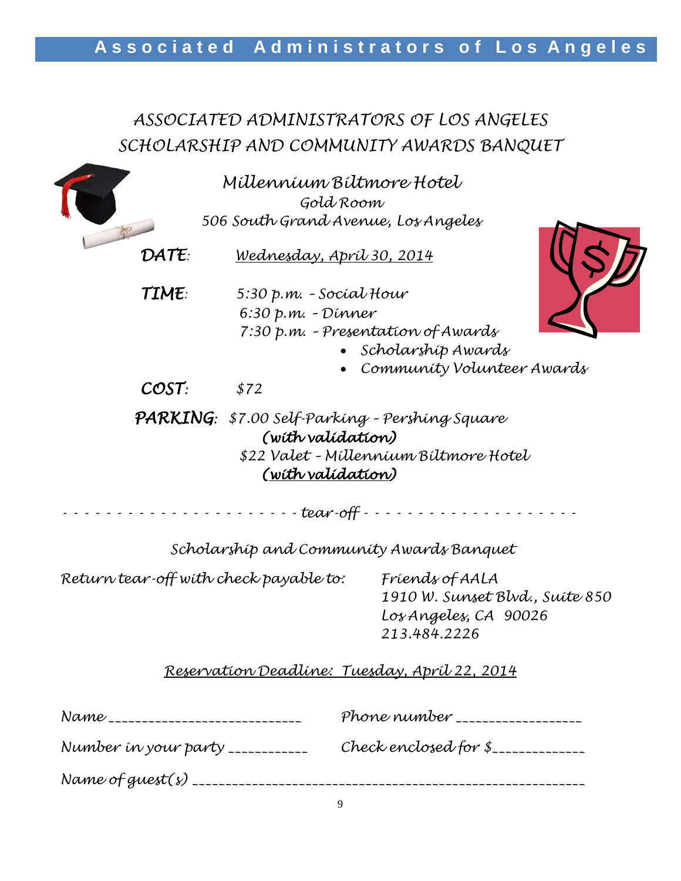# ASSOCIATED ADMINISTRATORS OF LOS ANGELES SCHOLARSHIP AND COMMUNITY AWARDS BANQUET

**Millennium Biltmore Hotel**
Gold Room
506 South Grand Avenue, Los Angeles

**DATE:** Wednesday, April 30, 2014

**TIME:** 5:30 p.m. – Social Hour
6:30 p.m. – Dinner
7:30 p.m. – Presentation of Awards

- Scholarship Awards
- Community Volunteer Awards

**COST:** $72

**PARKING:** $7.00 Self-Parking – Pershing Square
(with validation)
$22 Valet – Millennium Biltmore Hotel
(with validation)

- - - - - - - - - - - - - - - - - - - - - - tear-off - - - - - - - - - - - - - - - - - - - -

Scholarship and Community Awards Banquet

Return tear-off with check payable to:

Friends of AALA
1910 W. Sunset Blvd., Suite 850
Los Angeles, CA 90026
213.484.2226

Reservation Deadline: Tuesday, April 22, 2014

Name ____________________________ Phone number _________________

Number in your party ___________ Check enclosed for $_____________

Name of guest(s) _________________________________________________________